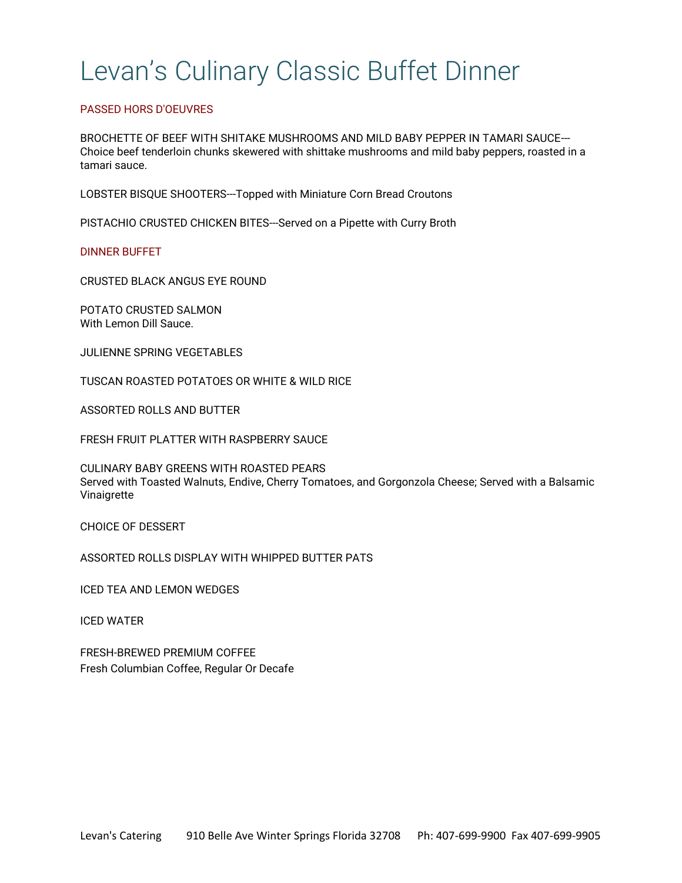# Levan's Culinary Classic Buffet Dinner

## PASSED HORS D'OEUVRES

BROCHETTE OF BEEF WITH SHITAKE MUSHROOMS AND MILD BABY PEPPER IN TAMARI SAUCE---Choice beef tenderloin chunks skewered with shittake mushrooms and mild baby peppers, roasted in a tamari sauce.

LOBSTER BISQUE SHOOTERS---Topped with Miniature Corn Bread Croutons

PISTACHIO CRUSTED CHICKEN BITES---Served on a Pipette with Curry Broth

## DINNER BUFFET

CRUSTED BLACK ANGUS EYE ROUND

POTATO CRUSTED SALMON
With Lemon Dill Sauce.

JULIENNE SPRING VEGETABLES

TUSCAN ROASTED POTATOES OR WHITE & WILD RICE

ASSORTED ROLLS AND BUTTER

FRESH FRUIT PLATTER WITH RASPBERRY SAUCE

CULINARY BABY GREENS WITH ROASTED PEARS
Served with Toasted Walnuts, Endive, Cherry Tomatoes, and Gorgonzola Cheese; Served with a Balsamic Vinaigrette

CHOICE OF DESSERT

ASSORTED ROLLS DISPLAY WITH WHIPPED BUTTER PATS

ICED TEA AND LEMON WEDGES

ICED WATER

FRESH-BREWED PREMIUM COFFEE
Fresh Columbian Coffee, Regular Or Decafe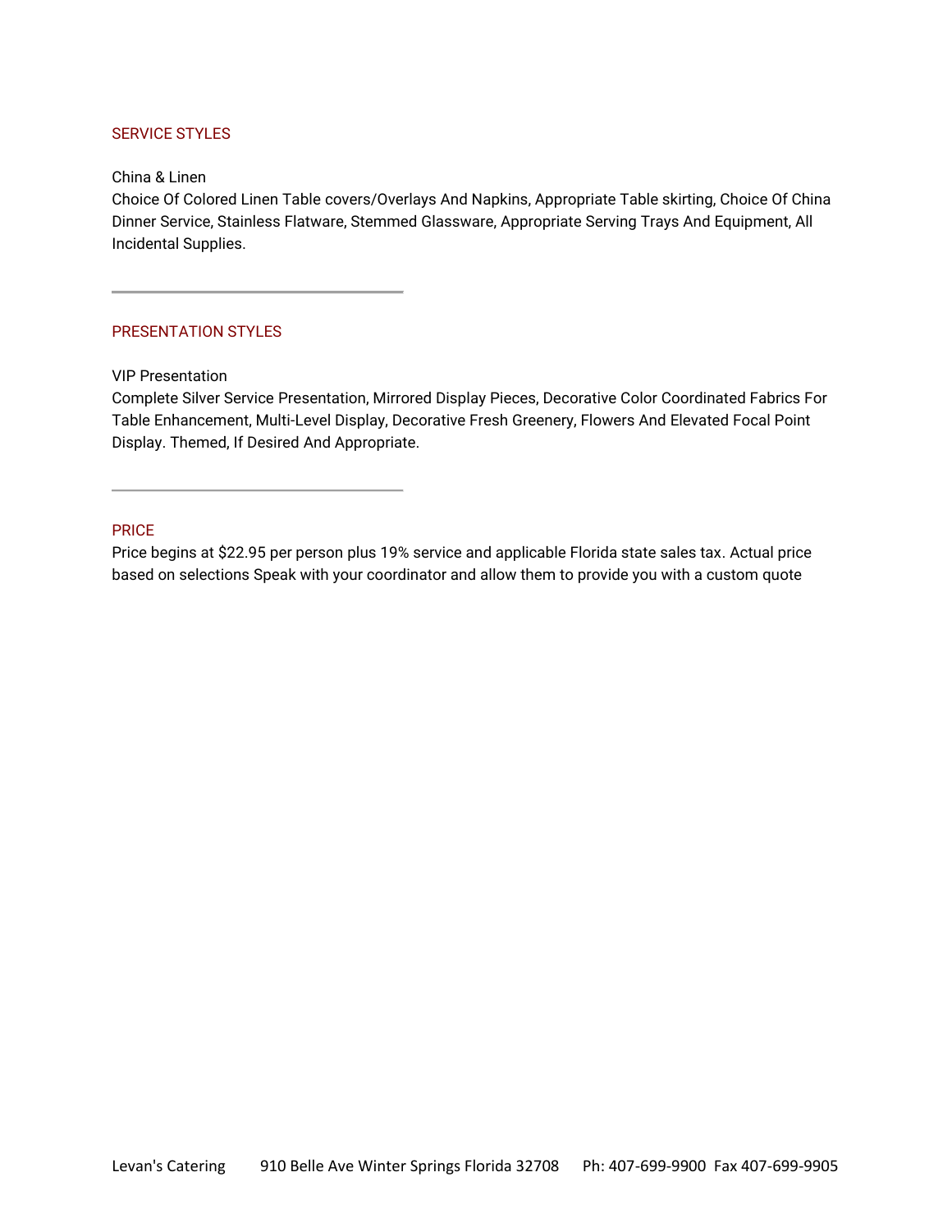## SERVICE STYLES

China & Linen

Choice Of Colored Linen Table covers/Overlays And Napkins, Appropriate Table skirting, Choice Of China Dinner Service, Stainless Flatware, Stemmed Glassware, Appropriate Serving Trays And Equipment, All Incidental Supplies.

---

## PRESENTATION STYLES

VIP Presentation

Complete Silver Service Presentation, Mirrored Display Pieces, Decorative Color Coordinated Fabrics For Table Enhancement, Multi-Level Display, Decorative Fresh Greenery, Flowers And Elevated Focal Point Display. Themed, If Desired And Appropriate.

---

## PRICE

Price begins at $22.95 per person plus 19% service and applicable Florida state sales tax. Actual price based on selections Speak with your coordinator and allow them to provide you with a custom quote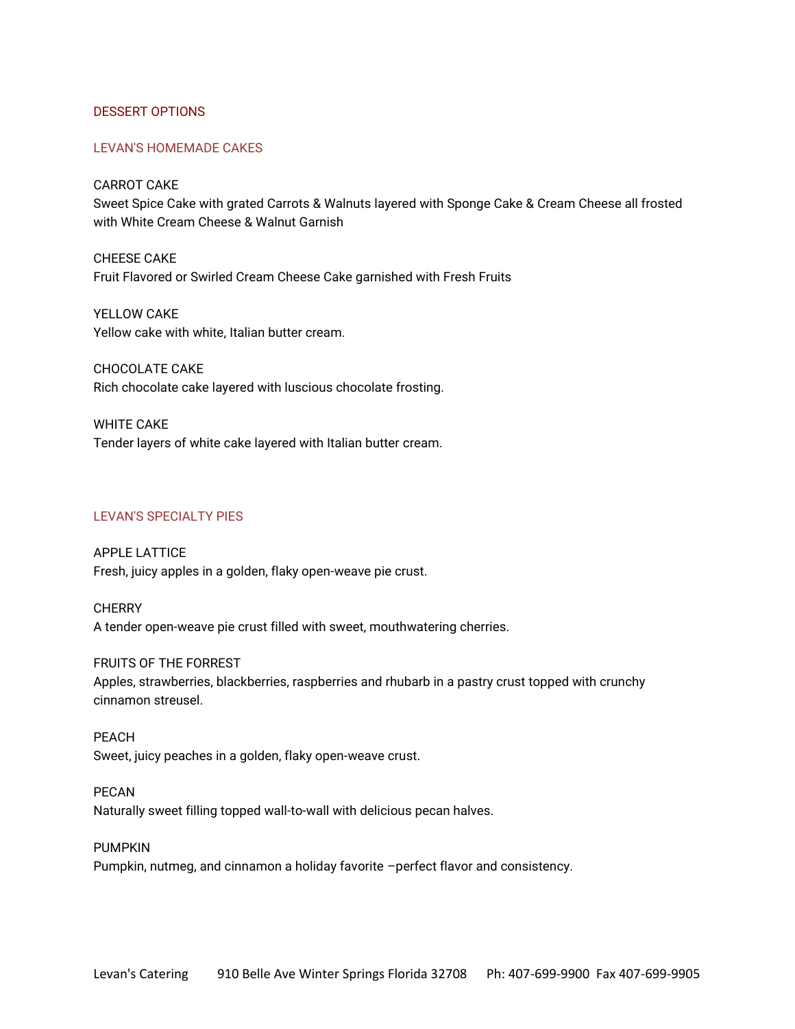# DESSERT OPTIONS

## LEVAN'S HOMEMADE CAKES

CARROT CAKE
Sweet Spice Cake with grated Carrots & Walnuts layered with Sponge Cake & Cream Cheese all frosted with White Cream Cheese & Walnut Garnish

CHEESE CAKE
Fruit Flavored or Swirled Cream Cheese Cake garnished with Fresh Fruits

YELLOW CAKE
Yellow cake with white, Italian butter cream.

CHOCOLATE CAKE
Rich chocolate cake layered with luscious chocolate frosting.

WHITE CAKE
Tender layers of white cake layered with Italian butter cream.

## LEVAN'S SPECIALTY PIES

APPLE LATTICE
Fresh, juicy apples in a golden, flaky open-weave pie crust.

CHERRY
A tender open-weave pie crust filled with sweet, mouthwatering cherries.

FRUITS OF THE FORREST
Apples, strawberries, blackberries, raspberries and rhubarb in a pastry crust topped with crunchy cinnamon streusel.

PEACH
Sweet, juicy peaches in a golden, flaky open-weave crust.

PECAN
Naturally sweet filling topped wall-to-wall with delicious pecan halves.

PUMPKIN
Pumpkin, nutmeg, and cinnamon a holiday favorite –perfect flavor and consistency.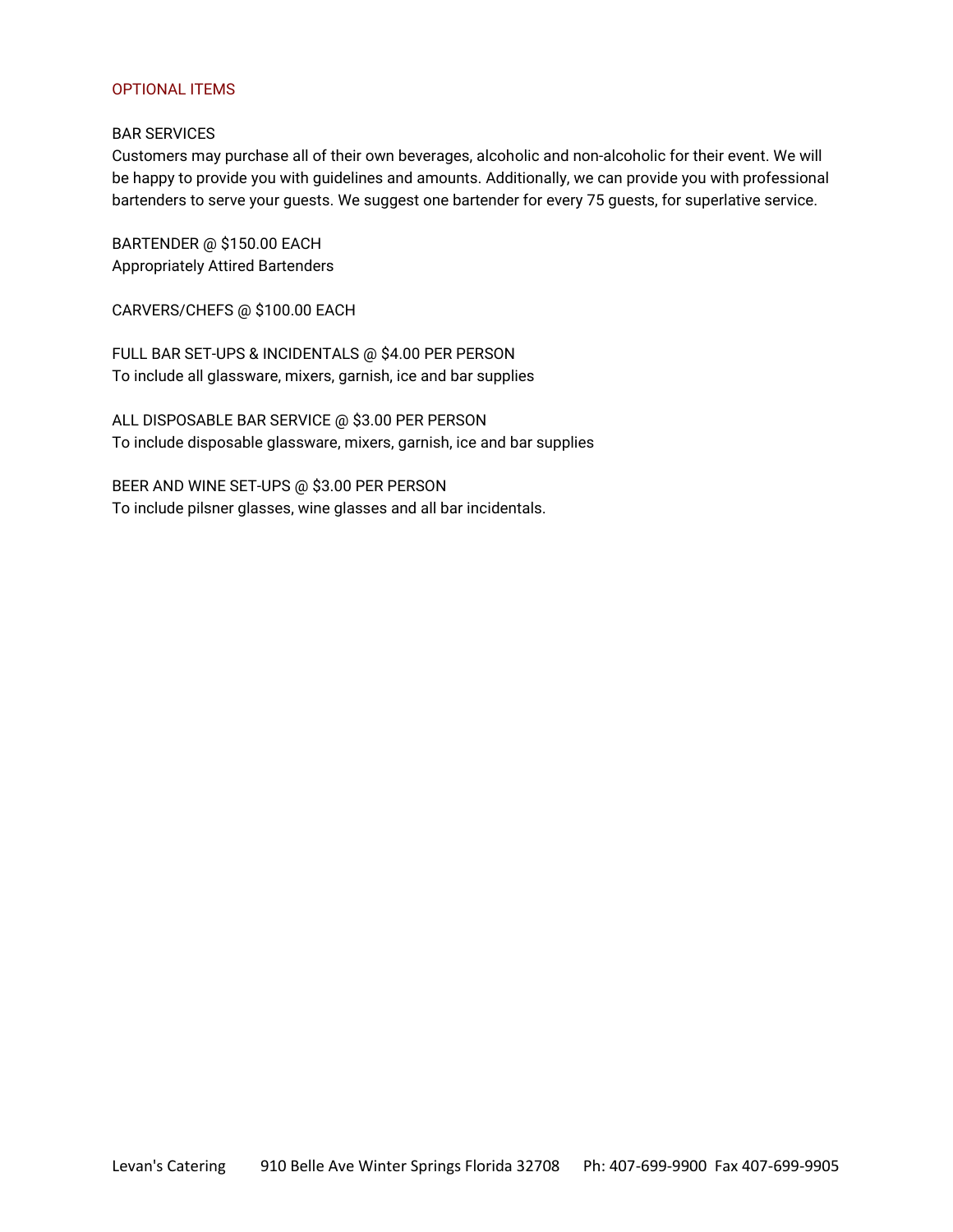## OPTIONAL ITEMS

BAR SERVICES

Customers may purchase all of their own beverages, alcoholic and non-alcoholic for their event. We will be happy to provide you with guidelines and amounts. Additionally, we can provide you with professional bartenders to serve your guests. We suggest one bartender for every 75 guests, for superlative service.

BARTENDER @ $150.00 EACH
Appropriately Attired Bartenders

CARVERS/CHEFS @ $100.00 EACH

FULL BAR SET-UPS & INCIDENTALS @ $4.00 PER PERSON
To include all glassware, mixers, garnish, ice and bar supplies

ALL DISPOSABLE BAR SERVICE @ $3.00 PER PERSON
To include disposable glassware, mixers, garnish, ice and bar supplies

BEER AND WINE SET-UPS @ $3.00 PER PERSON
To include pilsner glasses, wine glasses and all bar incidentals.